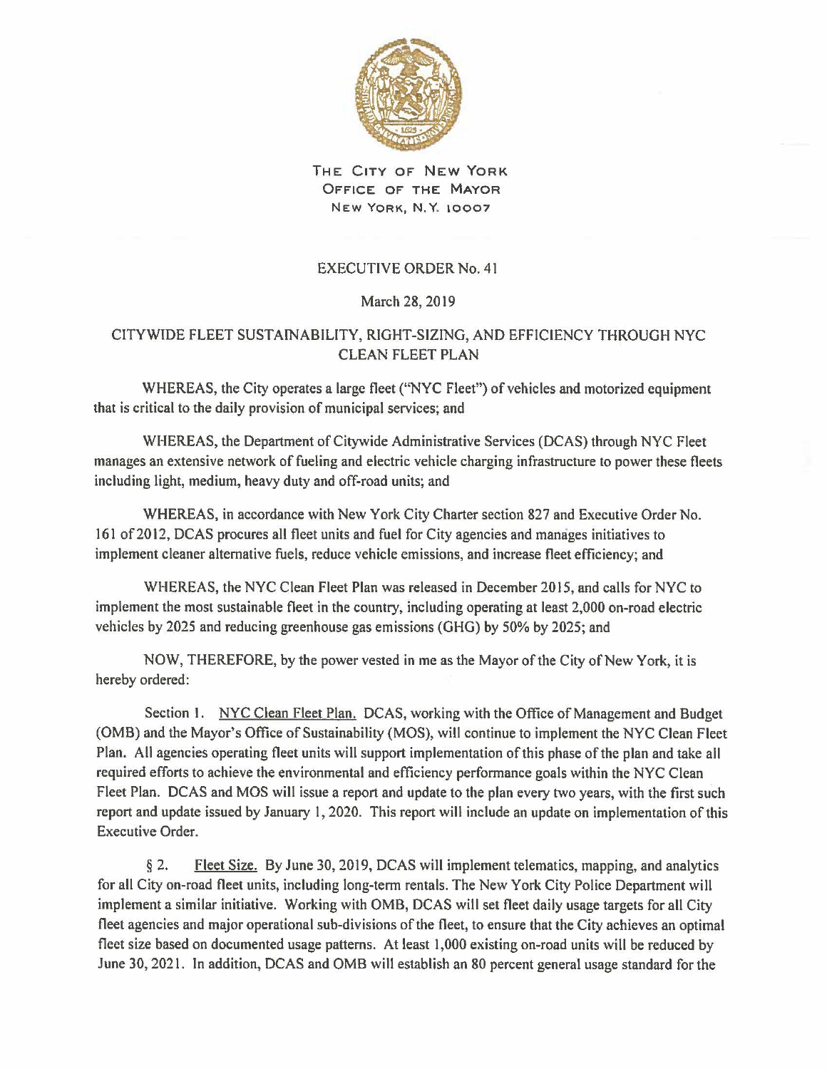THE CITY OF NEW YORK
OFFICE OF THE MAYOR
NEW YORK, N.Y. 10007

# EXECUTIVE ORDER No. 41

March 28, 2019

## CITYWIDE FLEET SUSTAINABILITY, RIGHT-SIZING, AND EFFICIENCY THROUGH NYC CLEAN FLEET PLAN

WHEREAS, the City operates a large fleet ("NYC Fleet") of vehicles and motorized equipment that is critical to the daily provision of municipal services; and

WHEREAS, the Department of Citywide Administrative Services (DCAS) through NYC Fleet manages an extensive network of fueling and electric vehicle charging infrastructure to power these fleets including light, medium, heavy duty and off-road units; and

WHEREAS, in accordance with New York City Charter section 827 and Executive Order No. 161 of 2012, DCAS procures all fleet units and fuel for City agencies and manages initiatives to implement cleaner alternative fuels, reduce vehicle emissions, and increase fleet efficiency; and

WHEREAS, the NYC Clean Fleet Plan was released in December 2015, and calls for NYC to implement the most sustainable fleet in the country, including operating at least 2,000 on-road electric vehicles by 2025 and reducing greenhouse gas emissions (GHG) by 50% by 2025; and

NOW, THEREFORE, by the power vested in me as the Mayor of the City of New York, it is hereby ordered:

Section 1. NYC Clean Fleet Plan. DCAS, working with the Office of Management and Budget (OMB) and the Mayor's Office of Sustainability (MOS), will continue to implement the NYC Clean Fleet Plan. All agencies operating fleet units will support implementation of this phase of the plan and take all required efforts to achieve the environmental and efficiency performance goals within the NYC Clean Fleet Plan. DCAS and MOS will issue a report and update to the plan every two years, with the first such report and update issued by January 1, 2020. This report will include an update on implementation of this Executive Order.

§ 2. Fleet Size. By June 30, 2019, DCAS will implement telematics, mapping, and analytics for all City on-road fleet units, including long-term rentals. The New York City Police Department will implement a similar initiative. Working with OMB, DCAS will set fleet daily usage targets for all City fleet agencies and major operational sub-divisions of the fleet, to ensure that the City achieves an optimal fleet size based on documented usage patterns. At least 1,000 existing on-road units will be reduced by June 30, 2021. In addition, DCAS and OMB will establish an 80 percent general usage standard for the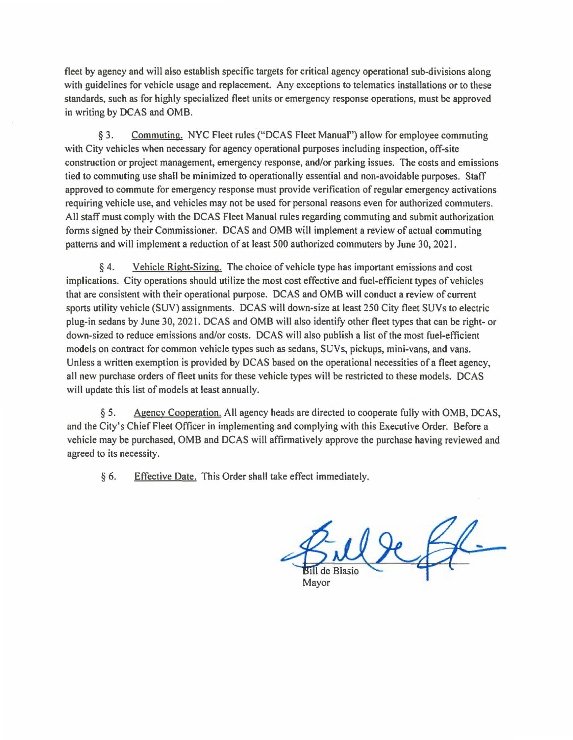fleet by agency and will also establish specific targets for critical agency operational sub-divisions along with guidelines for vehicle usage and replacement. Any exceptions to telematics installations or to these standards, such as for highly specialized fleet units or emergency response operations, must be approved in writing by DCAS and OMB.

§ 3. Commuting. NYC Fleet rules ("DCAS Fleet Manual") allow for employee commuting with City vehicles when necessary for agency operational purposes including inspection, off-site construction or project management, emergency response, and/or parking issues. The costs and emissions tied to commuting use shall be minimized to operationally essential and non-avoidable purposes. Staff approved to commute for emergency response must provide verification of regular emergency activations requiring vehicle use, and vehicles may not be used for personal reasons even for authorized commuters. All staff must comply with the DCAS Fleet Manual rules regarding commuting and submit authorization forms signed by their Commissioner. DCAS and OMB will implement a review of actual commuting patterns and will implement a reduction of at least 500 authorized commuters by June 30, 2021.

§ 4. Vehicle Right-Sizing. The choice of vehicle type has important emissions and cost implications. City operations should utilize the most cost effective and fuel-efficient types of vehicles that are consistent with their operational purpose. DCAS and OMB will conduct a review of current sports utility vehicle (SUV) assignments. DCAS will down-size at least 250 City fleet SUVs to electric plug-in sedans by June 30, 2021. DCAS and OMB will also identify other fleet types that can be right- or down-sized to reduce emissions and/or costs. DCAS will also publish a list of the most fuel-efficient models on contract for common vehicle types such as sedans, SUVs, pickups, mini-vans, and vans. Unless a written exemption is provided by DCAS based on the operational necessities of a fleet agency, all new purchase orders of fleet units for these vehicle types will be restricted to these models. DCAS will update this list of models at least annually.

§ 5. Agency Cooperation. All agency heads are directed to cooperate fully with OMB, DCAS, and the City's Chief Fleet Officer in implementing and complying with this Executive Order. Before a vehicle may be purchased, OMB and DCAS will affirmatively approve the purchase having reviewed and agreed to its necessity.

§ 6. Effective Date. This Order shall take effect immediately.

Bill de Blasio
Mayor